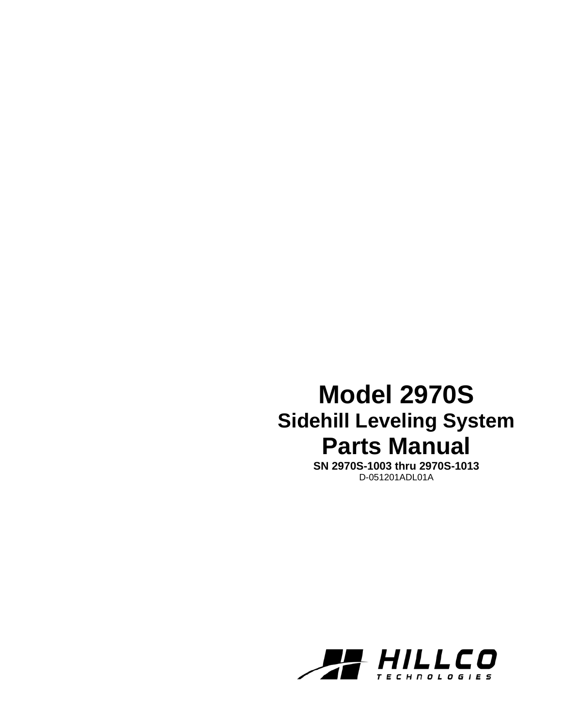# Model 2970S

## Sidehill Leveling System

# Parts Manual

**SN 2970S-1003 thru 2970S-1013**

D-051201ADL01A

HILLCO TECHNOLOGIES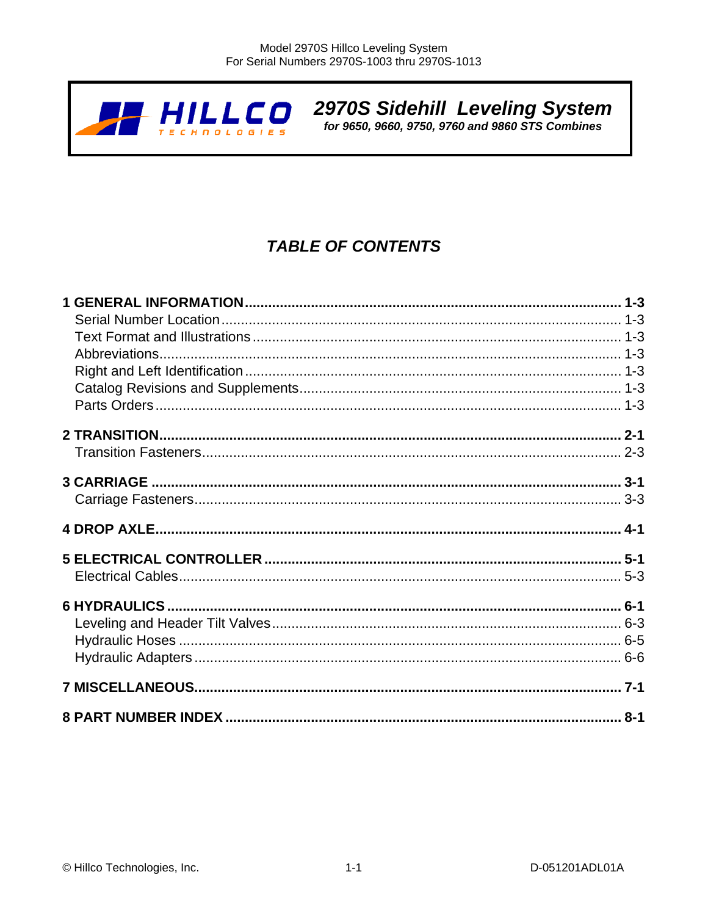**2970S Sidehill Leveling System**

*for 9650, 9660, 9750, 9760 and 9860 STS Combines*

# *TABLE OF CONTENTS*

**1 GENERAL INFORMATION ........ 1-3**
- Serial Number Location ........ 1-3
- Text Format and Illustrations ........ 1-3
- Abbreviations ........ 1-3
- Right and Left Identification ........ 1-3
- Catalog Revisions and Supplements ........ 1-3
- Parts Orders ........ 1-3

**2 TRANSITION ........ 2-1**
- Transition Fasteners ........ 2-3

**3 CARRIAGE ........ 3-1**
- Carriage Fasteners ........ 3-3

**4 DROP AXLE ........ 4-1**

**5 ELECTRICAL CONTROLLER ........ 5-1**
- Electrical Cables ........ 5-3

**6 HYDRAULICS ........ 6-1**
- Leveling and Header Tilt Valves ........ 6-3
- Hydraulic Hoses ........ 6-5
- Hydraulic Adapters ........ 6-6

**7 MISCELLANEOUS ........ 7-1**

**8 PART NUMBER INDEX ........ 8-1**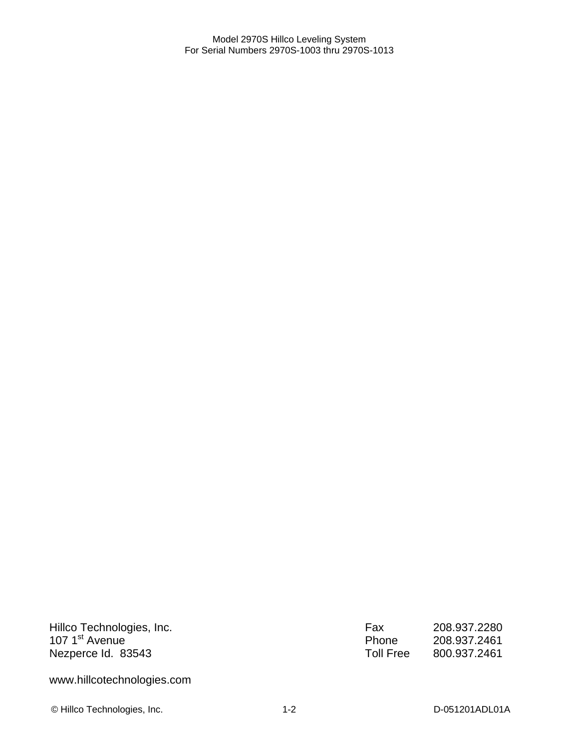Hillco Technologies, Inc.
107 1st Avenue
Nezperce Id.  83543

| | |
|---|---|
| Fax | 208.937.2280 |
| Phone | 208.937.2461 |
| Toll Free | 800.937.2461 |

www.hillcotechnologies.com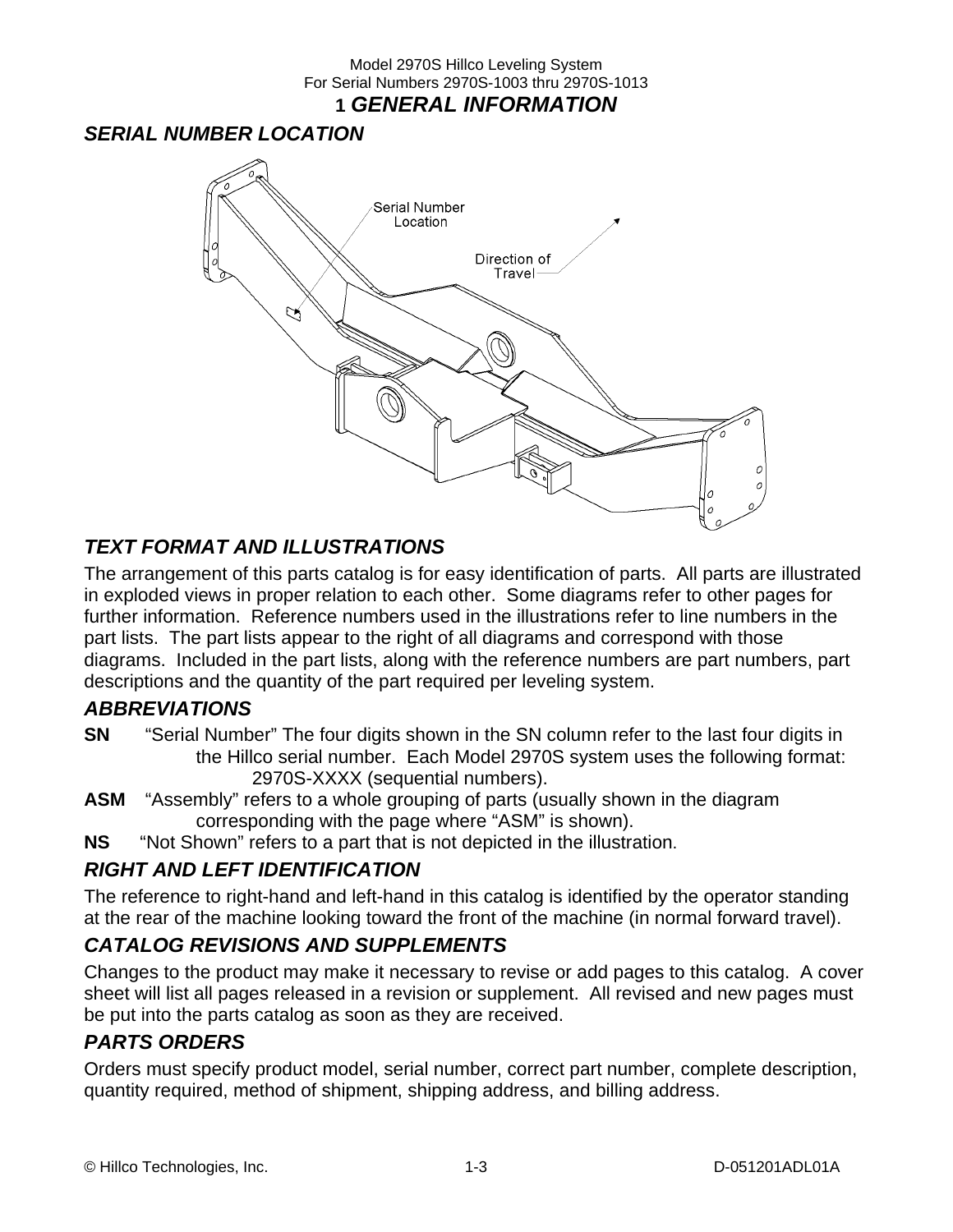# 1 *GENERAL INFORMATION*

## *SERIAL NUMBER LOCATION*

Serial Number Location

Direction of Travel

## *TEXT FORMAT AND ILLUSTRATIONS*

The arrangement of this parts catalog is for easy identification of parts. All parts are illustrated in exploded views in proper relation to each other. Some diagrams refer to other pages for further information. Reference numbers used in the illustrations refer to line numbers in the part lists. The part lists appear to the right of all diagrams and correspond with those diagrams. Included in the part lists, along with the reference numbers are part numbers, part descriptions and the quantity of the part required per leveling system.

## *ABBREVIATIONS*

**SN** "Serial Number" The four digits shown in the SN column refer to the last four digits in the Hillco serial number. Each Model 2970S system uses the following format: 2970S-XXXX (sequential numbers).

**ASM** "Assembly" refers to a whole grouping of parts (usually shown in the diagram corresponding with the page where "ASM" is shown).

**NS** "Not Shown" refers to a part that is not depicted in the illustration.

## *RIGHT AND LEFT IDENTIFICATION*

The reference to right-hand and left-hand in this catalog is identified by the operator standing at the rear of the machine looking toward the front of the machine (in normal forward travel).

## *CATALOG REVISIONS AND SUPPLEMENTS*

Changes to the product may make it necessary to revise or add pages to this catalog. A cover sheet will list all pages released in a revision or supplement. All revised and new pages must be put into the parts catalog as soon as they are received.

## *PARTS ORDERS*

Orders must specify product model, serial number, correct part number, complete description, quantity required, method of shipment, shipping address, and billing address.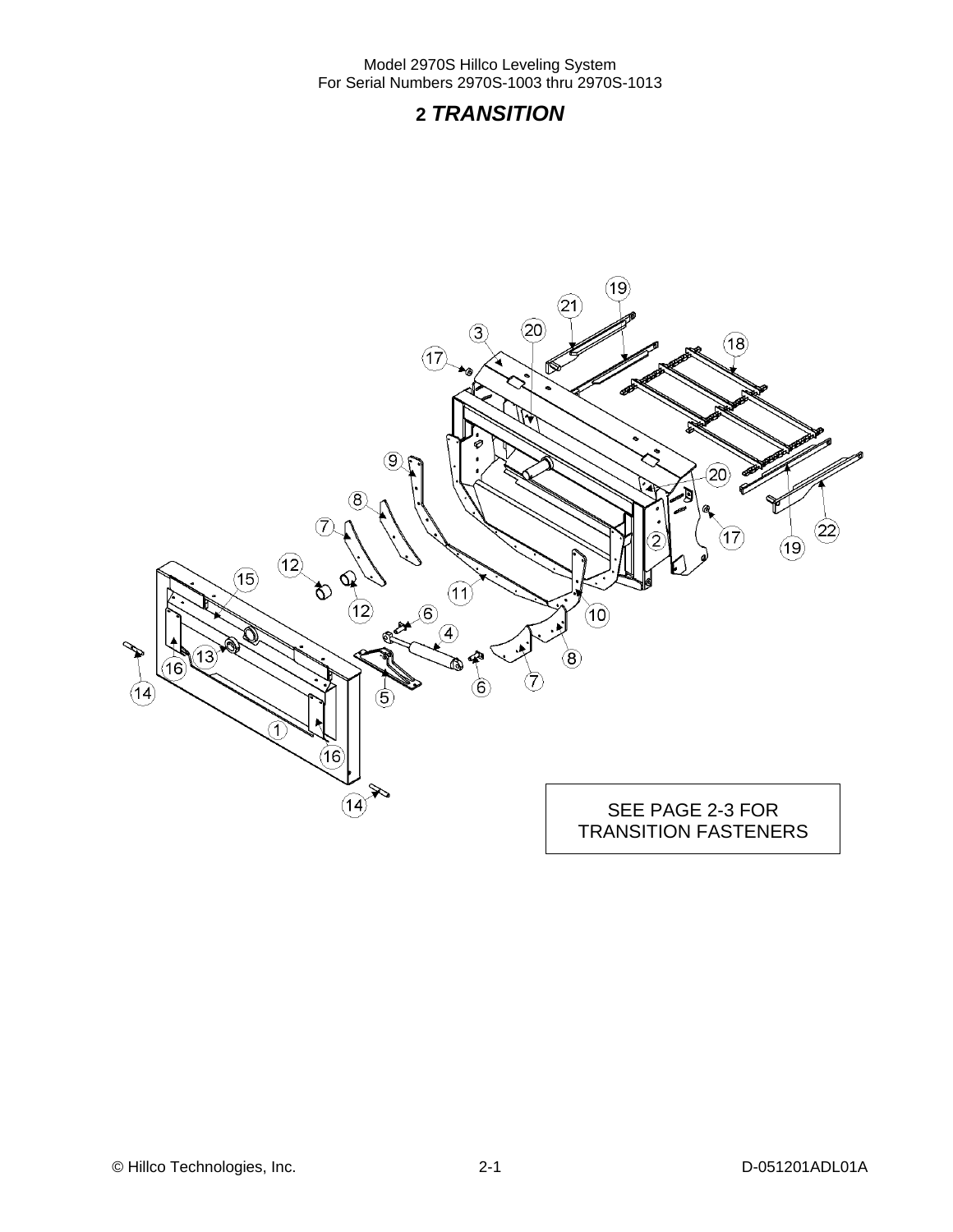## 2 *TRANSITION*

SEE PAGE 2-3 FOR TRANSITION FASTENERS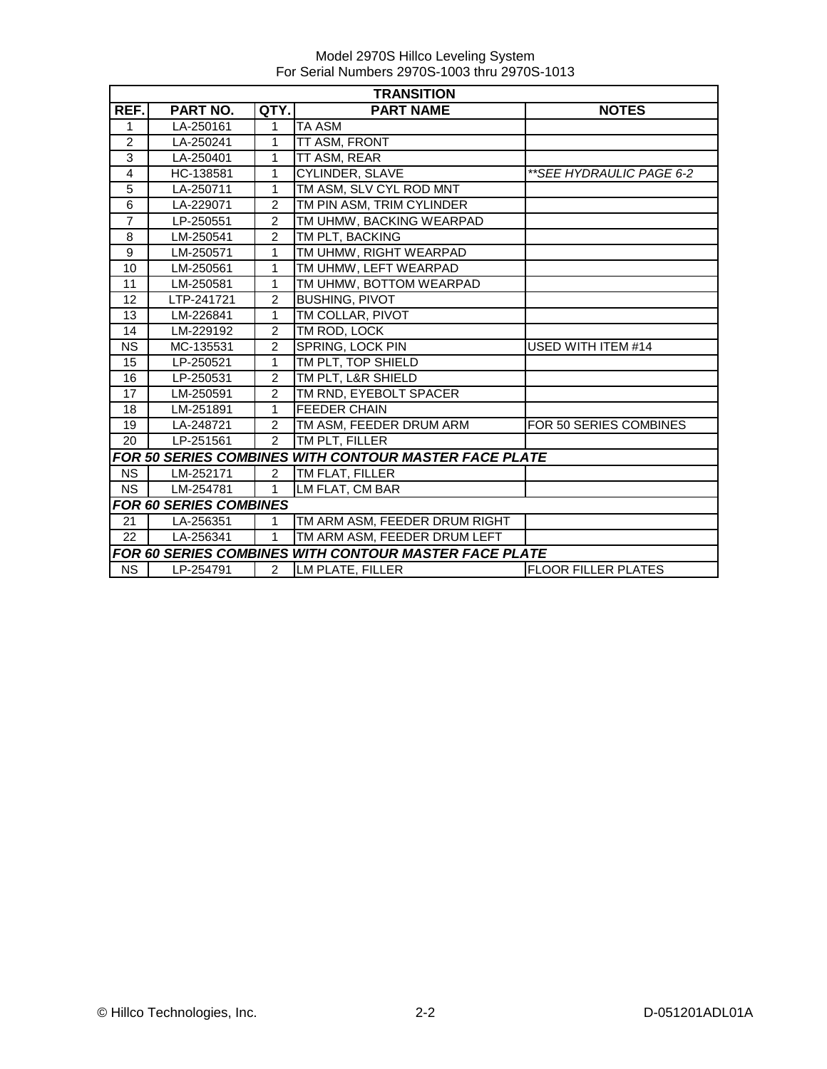Model 2970S Hillco Leveling System
For Serial Numbers 2970S-1003 thru 2970S-1013

| TRANSITION | | | | |
|---|---|---|---|---|
| **REF.** | **PART NO.** | **QTY.** | **PART NAME** | **NOTES** |
| 1 | LA-250161 | 1 | TA ASM | |
| 2 | LA-250241 | 1 | TT ASM, FRONT | |
| 3 | LA-250401 | 1 | TT ASM, REAR | |
| 4 | HC-138581 | 1 | CYLINDER, SLAVE | *\*\*SEE HYDRAULIC PAGE 6-2* |
| 5 | LA-250711 | 1 | TM ASM, SLV CYL ROD MNT | |
| 6 | LA-229071 | 2 | TM PIN ASM, TRIM CYLINDER | |
| 7 | LP-250551 | 2 | TM UHMW, BACKING WEARPAD | |
| 8 | LM-250541 | 2 | TM PLT, BACKING | |
| 9 | LM-250571 | 1 | TM UHMW, RIGHT WEARPAD | |
| 10 | LM-250561 | 1 | TM UHMW, LEFT WEARPAD | |
| 11 | LM-250581 | 1 | TM UHMW, BOTTOM WEARPAD | |
| 12 | LTP-241721 | 2 | BUSHING, PIVOT | |
| 13 | LM-226841 | 1 | TM COLLAR, PIVOT | |
| 14 | LM-229192 | 2 | TM ROD, LOCK | |
| NS | MC-135531 | 2 | SPRING, LOCK PIN | USED WITH ITEM #14 |
| 15 | LP-250521 | 1 | TM PLT, TOP SHIELD | |
| 16 | LP-250531 | 2 | TM PLT, L&R SHIELD | |
| 17 | LM-250591 | 2 | TM RND, EYEBOLT SPACER | |
| 18 | LM-251891 | 1 | FEEDER CHAIN | |
| 19 | LA-248721 | 2 | TM ASM, FEEDER DRUM ARM | FOR 50 SERIES COMBINES |
| 20 | LP-251561 | 2 | TM PLT, FILLER | |
| ***FOR 50 SERIES COMBINES WITH CONTOUR MASTER FACE PLATE*** | | | | |
| NS | LM-252171 | 2 | TM FLAT, FILLER | |
| NS | LM-254781 | 1 | LM FLAT, CM BAR | |
| ***FOR 60 SERIES COMBINES*** | | | | |
| 21 | LA-256351 | 1 | TM ARM ASM, FEEDER DRUM RIGHT | |
| 22 | LA-256341 | 1 | TM ARM ASM, FEEDER DRUM LEFT | |
| ***FOR 60 SERIES COMBINES WITH CONTOUR MASTER FACE PLATE*** | | | | |
| NS | LP-254791 | 2 | LM PLATE, FILLER | FLOOR FILLER PLATES |

© Hillco Technologies, Inc. 2-2 D-051201ADL01A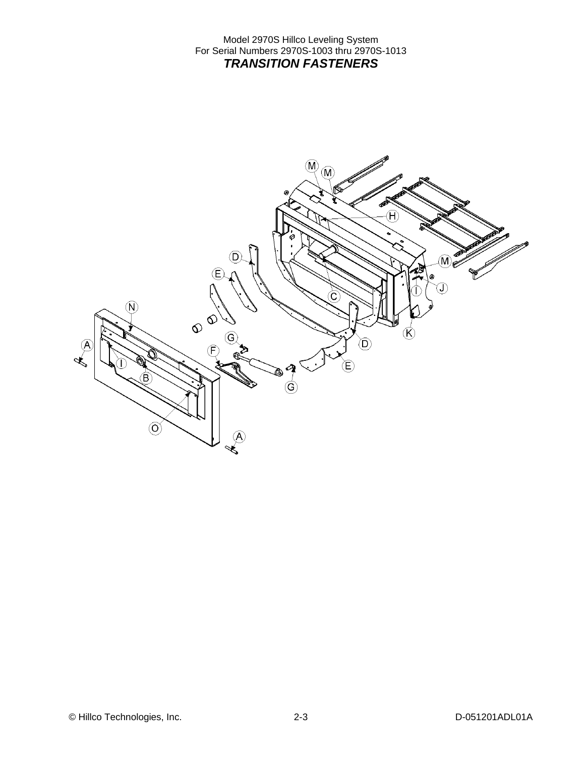Model 2970S Hillco Leveling System
For Serial Numbers 2970S-1003 thru 2970S-1013

## *TRANSITION FASTENERS*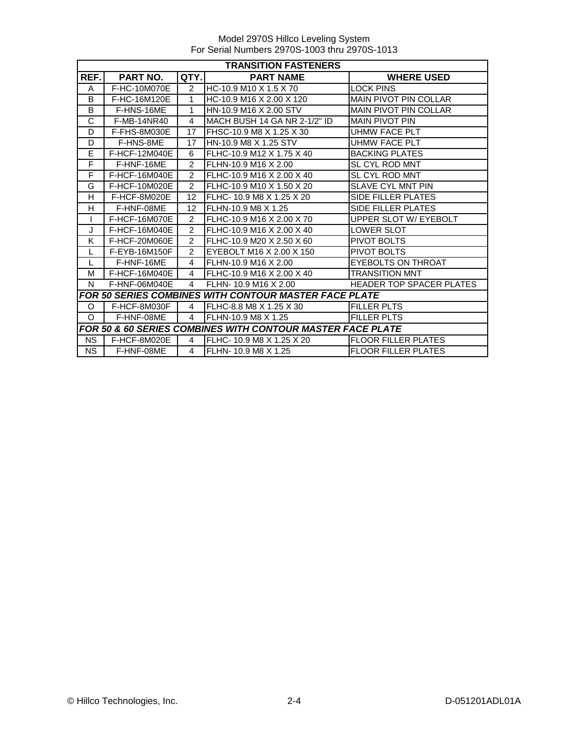Model 2970S Hillco Leveling System
For Serial Numbers 2970S-1003 thru 2970S-1013

| TRANSITION FASTENERS | | | | |
|---|---|---|---|---|
| **REF.** | **PART NO.** | **QTY.** | **PART NAME** | **WHERE USED** |
| A | F-HC-10M070E | 2 | HC-10.9 M10 X 1.5 X 70 | LOCK PINS |
| B | F-HC-16M120E | 1 | HC-10.9 M16 X 2.00 X 120 | MAIN PIVOT PIN COLLAR |
| B | F-HNS-16ME | 1 | HN-10.9 M16 X 2.00 STV | MAIN PIVOT PIN COLLAR |
| C | F-MB-14NR40 | 4 | MACH BUSH 14 GA NR 2-1/2" ID | MAIN PIVOT PIN |
| D | F-FHS-8M030E | 17 | FHSC-10.9 M8 X 1.25 X 30 | UHMW FACE PLT |
| D | F-HNS-8ME | 17 | HN-10.9 M8 X 1.25 STV | UHMW FACE PLT |
| E | F-HCF-12M040E | 6 | FLHC-10.9 M12 X 1.75 X 40 | BACKING PLATES |
| F | F-HNF-16ME | 2 | FLHN-10.9 M16 X 2.00 | SL CYL ROD MNT |
| F | F-HCF-16M040E | 2 | FLHC-10.9 M16 X 2.00 X 40 | SL CYL ROD MNT |
| G | F-HCF-10M020E | 2 | FLHC-10.9 M10 X 1.50 X 20 | SLAVE CYL MNT PIN |
| H | F-HCF-8M020E | 12 | FLHC- 10.9 M8 X 1.25 X 20 | SIDE FILLER PLATES |
| H | F-HNF-08ME | 12 | FLHN-10.9 M8 X 1.25 | SIDE FILLER PLATES |
| I | F-HCF-16M070E | 2 | FLHC-10.9 M16 X 2.00 X 70 | UPPER SLOT W/ EYEBOLT |
| J | F-HCF-16M040E | 2 | FLHC-10.9 M16 X 2.00 X 40 | LOWER SLOT |
| K | F-HCF-20M060E | 2 | FLHC-10.9 M20 X 2.50 X 60 | PIVOT BOLTS |
| L | F-EYB-16M150F | 2 | EYEBOLT M16 X 2.00 X 150 | PIVOT BOLTS |
| L | F-HNF-16ME | 4 | FLHN-10.9 M16 X 2.00 | EYEBOLTS ON THROAT |
| M | F-HCF-16M040E | 4 | FLHC-10.9 M16 X 2.00 X 40 | TRANSITION MNT |
| N | F-HNF-06M040E | 4 | FLHN- 10.9 M16 X 2.00 | HEADER TOP SPACER PLATES |
| ***FOR 50 SERIES COMBINES WITH CONTOUR MASTER FACE PLATE*** | | | | |
| O | F-HCF-8M030F | 4 | FLHC-8.8 M8 X 1.25 X 30 | FILLER PLTS |
| O | F-HNF-08ME | 4 | FLHN-10.9 M8 X 1.25 | FILLER PLTS |
| ***FOR 50 & 60 SERIES COMBINES WITH CONTOUR MASTER FACE PLATE*** | | | | |
| NS | F-HCF-8M020E | 4 | FLHC- 10.9 M8 X 1.25 X 20 | FLOOR FILLER PLATES |
| NS | F-HNF-08ME | 4 | FLHN- 10.9 M8 X 1.25 | FLOOR FILLER PLATES |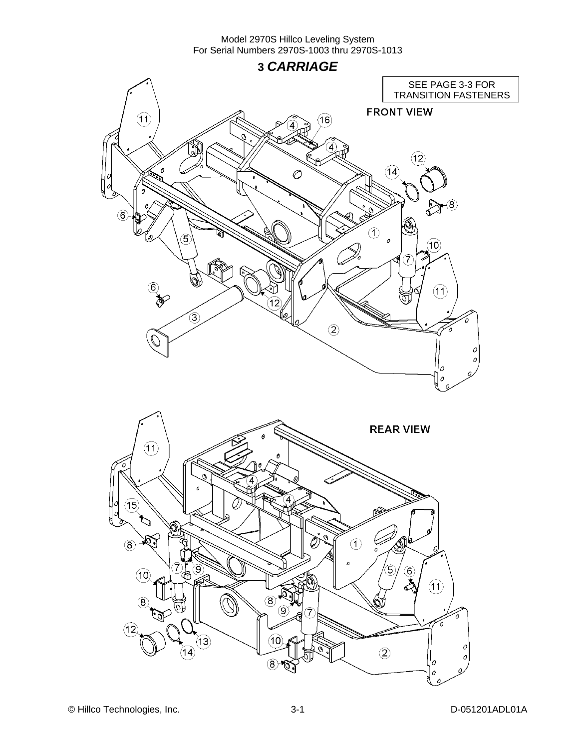# 3 *CARRIAGE*

SEE PAGE 3-3 FOR TRANSITION FASTENERS

FRONT VIEW

REAR VIEW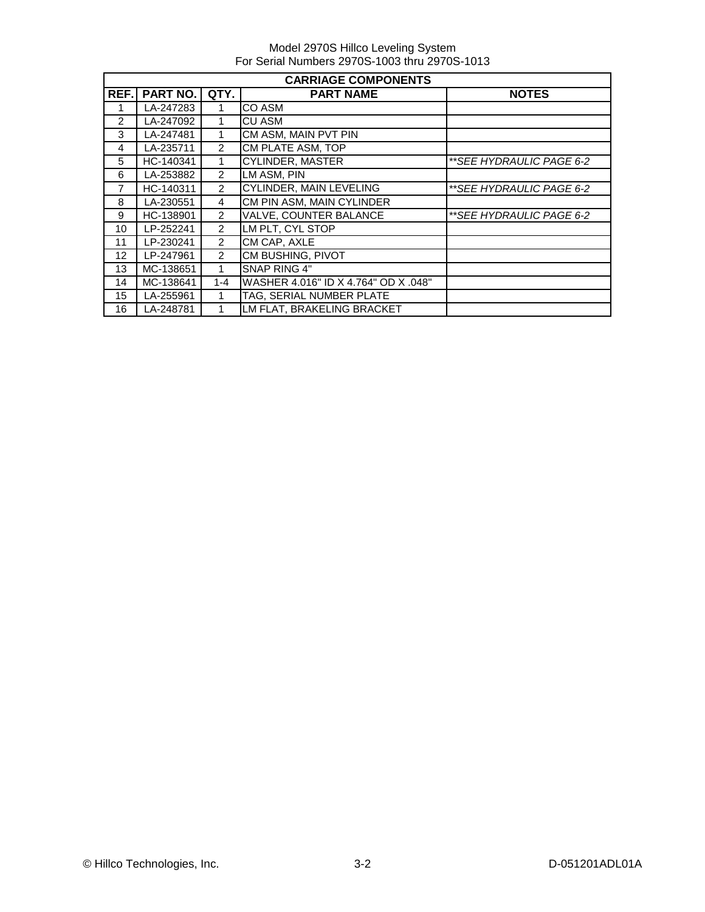Model 2970S Hillco Leveling System
For Serial Numbers 2970S-1003 thru 2970S-1013

| CARRIAGE COMPONENTS | | | | |
|---|---|---|---|---|
| **REF.** | **PART NO.** | **QTY.** | **PART NAME** | **NOTES** |
| 1 | LA-247283 | 1 | CO ASM | |
| 2 | LA-247092 | 1 | CU ASM | |
| 3 | LA-247481 | 1 | CM ASM, MAIN PVT PIN | |
| 4 | LA-235711 | 2 | CM PLATE ASM, TOP | |
| 5 | HC-140341 | 1 | CYLINDER, MASTER | *\*\*SEE HYDRAULIC PAGE 6-2* |
| 6 | LA-253882 | 2 | LM ASM, PIN | |
| 7 | HC-140311 | 2 | CYLINDER, MAIN LEVELING | *\*\*SEE HYDRAULIC PAGE 6-2* |
| 8 | LA-230551 | 4 | CM PIN ASM, MAIN CYLINDER | |
| 9 | HC-138901 | 2 | VALVE, COUNTER BALANCE | *\*\*SEE HYDRAULIC PAGE 6-2* |
| 10 | LP-252241 | 2 | LM PLT, CYL STOP | |
| 11 | LP-230241 | 2 | CM CAP, AXLE | |
| 12 | LP-247961 | 2 | CM BUSHING, PIVOT | |
| 13 | MC-138651 | 1 | SNAP RING 4" | |
| 14 | MC-138641 | 1-4 | WASHER 4.016" ID X 4.764" OD X .048" | |
| 15 | LA-255961 | 1 | TAG, SERIAL NUMBER PLATE | |
| 16 | LA-248781 | 1 | LM FLAT, BRAKELING BRACKET | |

© Hillco Technologies, Inc. D-051201ADL01A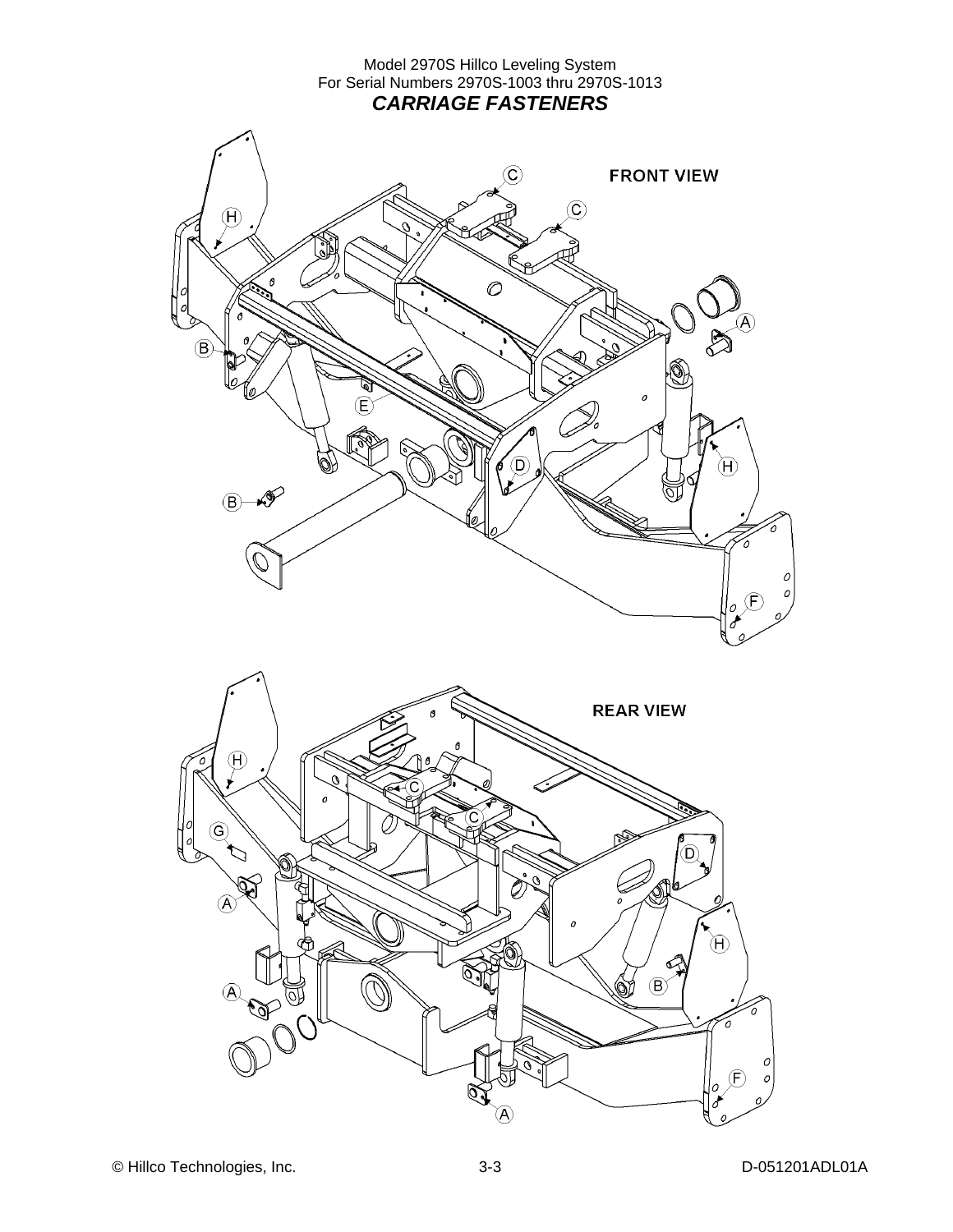# CARRIAGE FASTENERS

FRONT VIEW

C
C
H
A
B
E
D
H
B
F

REAR VIEW

H
C
C
G
D
A
H
B
A
A
F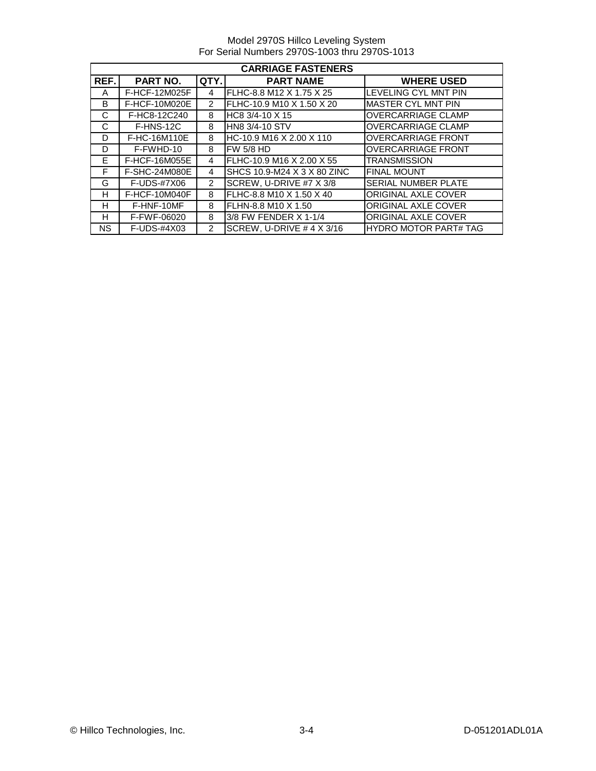Model 2970S Hillco Leveling System
For Serial Numbers 2970S-1003 thru 2970S-1013

| CARRIAGE FASTENERS | | | | |
|---|---|---|---|---|
| **REF.** | **PART NO.** | **QTY.** | **PART NAME** | **WHERE USED** |
| A | F-HCF-12M025F | 4 | FLHC-8.8 M12 X 1.75 X 25 | LEVELING CYL MNT PIN |
| B | F-HCF-10M020E | 2 | FLHC-10.9 M10 X 1.50 X 20 | MASTER CYL MNT PIN |
| C | F-HC8-12C240 | 8 | HC8 3/4-10 X 15 | OVERCARRIAGE CLAMP |
| C | F-HNS-12C | 8 | HN8 3/4-10 STV | OVERCARRIAGE CLAMP |
| D | F-HC-16M110E | 8 | HC-10.9 M16 X 2.00 X 110 | OVERCARRIAGE FRONT |
| D | F-FWHD-10 | 8 | FW 5/8 HD | OVERCARRIAGE FRONT |
| E | F-HCF-16M055E | 4 | FLHC-10.9 M16 X 2.00 X 55 | TRANSMISSION |
| F | F-SHC-24M080E | 4 | SHCS 10.9-M24 X 3 X 80 ZINC | FINAL MOUNT |
| G | F-UDS-#7X06 | 2 | SCREW, U-DRIVE #7 X 3/8 | SERIAL NUMBER PLATE |
| H | F-HCF-10M040F | 8 | FLHC-8.8 M10 X 1.50 X 40 | ORIGINAL AXLE COVER |
| H | F-HNF-10MF | 8 | FLHN-8.8 M10 X 1.50 | ORIGINAL AXLE COVER |
| H | F-FWF-06020 | 8 | 3/8 FW FENDER X 1-1/4 | ORIGINAL AXLE COVER |
| NS | F-UDS-#4X03 | 2 | SCREW, U-DRIVE # 4 X 3/16 | HYDRO MOTOR PART# TAG |

© Hillco Technologies, Inc. 3-4 D-051201ADL01A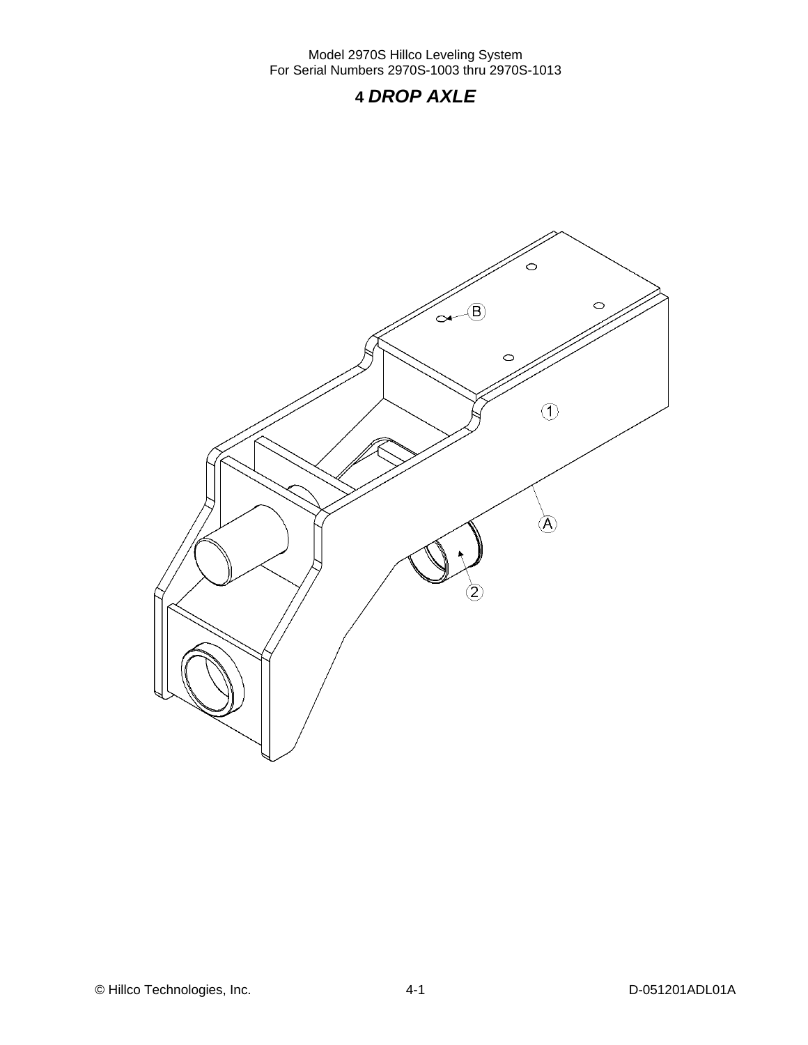# 4 *DROP AXLE*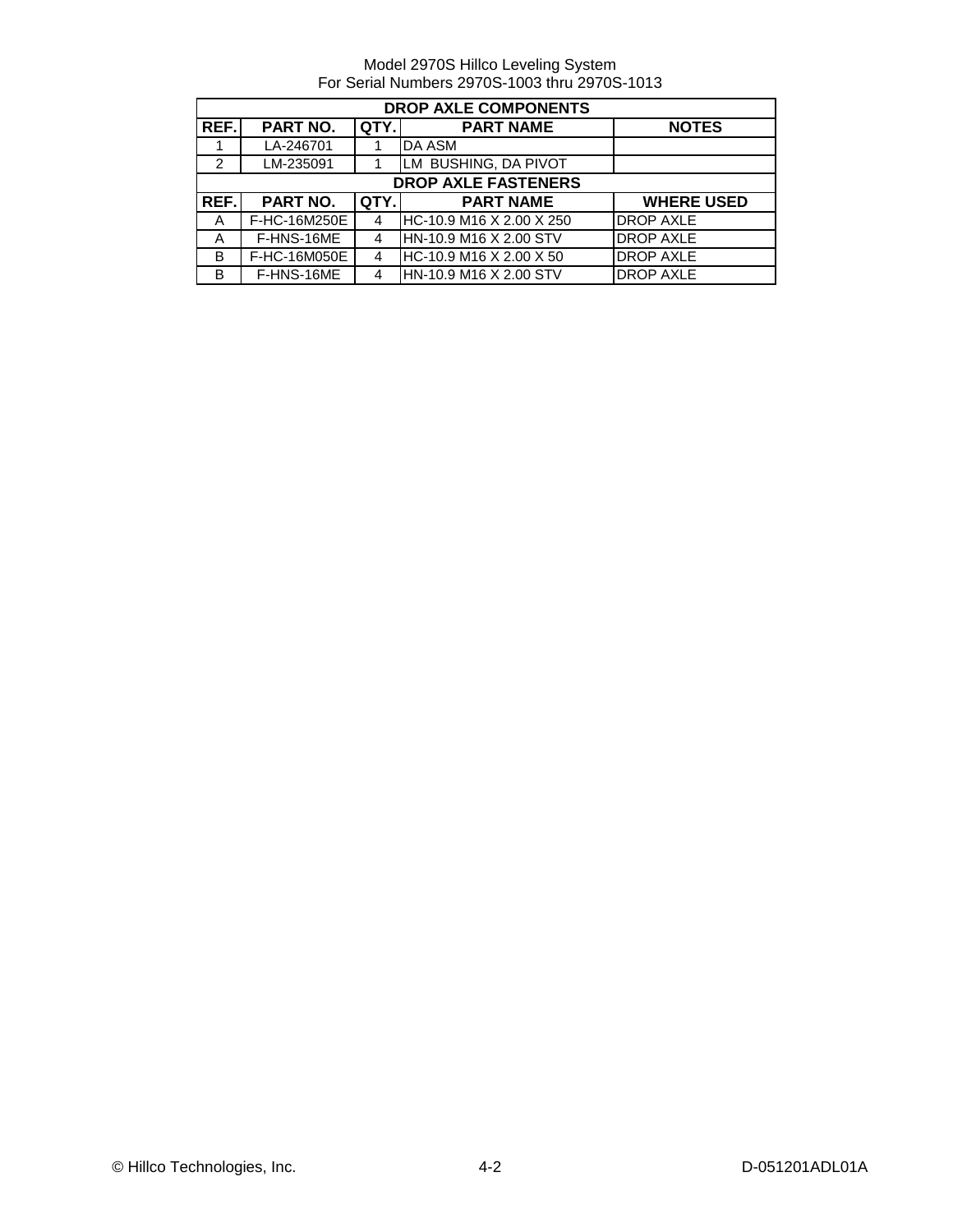Model 2970S Hillco Leveling System
For Serial Numbers 2970S-1003 thru 2970S-1013

| DROP AXLE COMPONENTS | | | | |
|---|---|---|---|---|
| **REF.** | **PART NO.** | **QTY.** | **PART NAME** | **NOTES** |
| 1 | LA-246701 | 1 | DA ASM | |
| 2 | LM-235091 | 1 | LM BUSHING, DA PIVOT | |

| DROP AXLE FASTENERS | | | | |
|---|---|---|---|---|
| **REF.** | **PART NO.** | **QTY.** | **PART NAME** | **WHERE USED** |
| A | F-HC-16M250E | 4 | HC-10.9 M16 X 2.00 X 250 | DROP AXLE |
| A | F-HNS-16ME | 4 | HN-10.9 M16 X 2.00 STV | DROP AXLE |
| B | F-HC-16M050E | 4 | HC-10.9 M16 X 2.00 X 50 | DROP AXLE |
| B | F-HNS-16ME | 4 | HN-10.9 M16 X 2.00 STV | DROP AXLE |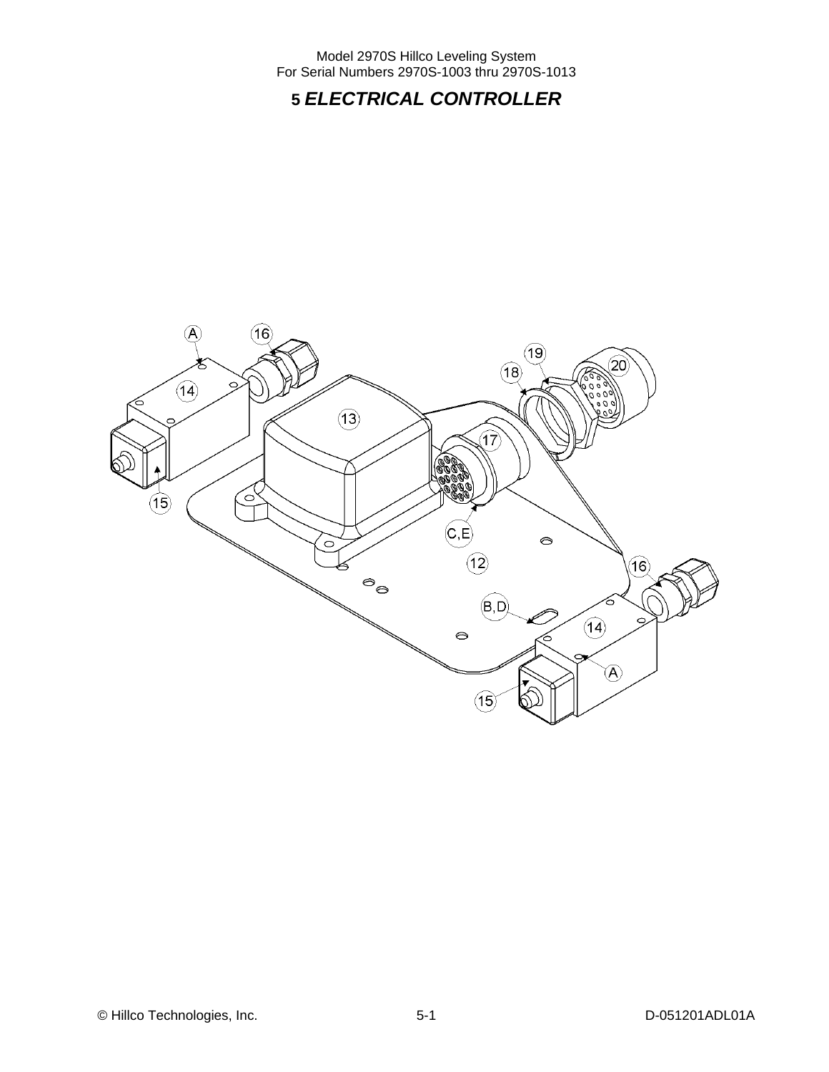# 5 *ELECTRICAL CONTROLLER*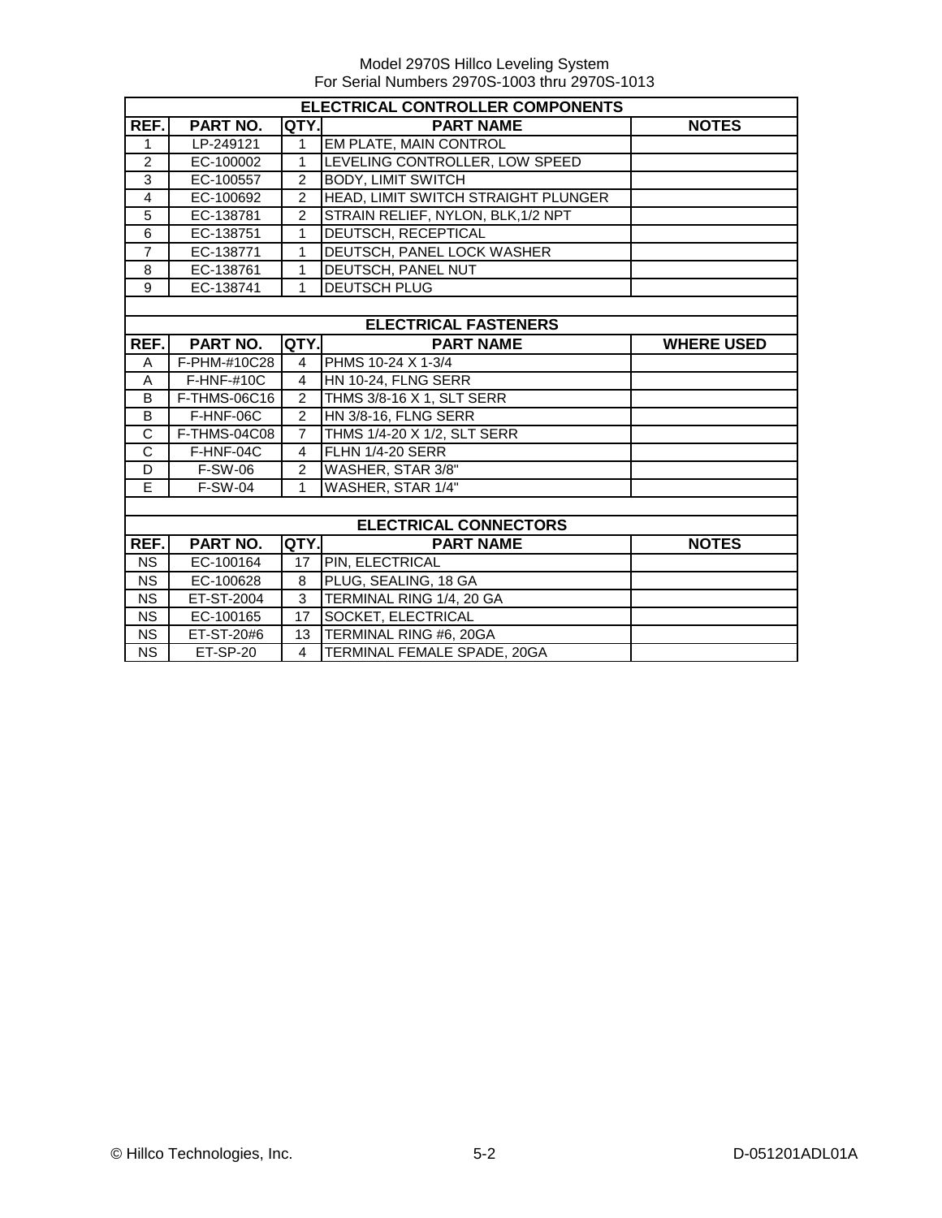Model 2970S Hillco Leveling System
For Serial Numbers 2970S-1003 thru 2970S-1013

## ELECTRICAL CONTROLLER COMPONENTS

| REF. | PART NO. | QTY. | PART NAME | NOTES |
|---|---|---|---|---|
| 1 | LP-249121 | 1 | EM PLATE, MAIN CONTROL | |
| 2 | EC-100002 | 1 | LEVELING CONTROLLER, LOW SPEED | |
| 3 | EC-100557 | 2 | BODY, LIMIT SWITCH | |
| 4 | EC-100692 | 2 | HEAD, LIMIT SWITCH STRAIGHT PLUNGER | |
| 5 | EC-138781 | 2 | STRAIN RELIEF, NYLON, BLK,1/2 NPT | |
| 6 | EC-138751 | 1 | DEUTSCH, RECEPTICAL | |
| 7 | EC-138771 | 1 | DEUTSCH, PANEL LOCK WASHER | |
| 8 | EC-138761 | 1 | DEUTSCH, PANEL NUT | |
| 9 | EC-138741 | 1 | DEUTSCH PLUG | |

## ELECTRICAL FASTENERS

| REF. | PART NO. | QTY. | PART NAME | WHERE USED |
|---|---|---|---|---|
| A | F-PHM-#10C28 | 4 | PHMS 10-24 X 1-3/4 | |
| A | F-HNF-#10C | 4 | HN 10-24, FLNG SERR | |
| B | F-THMS-06C16 | 2 | THMS 3/8-16 X 1, SLT SERR | |
| B | F-HNF-06C | 2 | HN 3/8-16, FLNG SERR | |
| C | F-THMS-04C08 | 7 | THMS 1/4-20 X 1/2, SLT SERR | |
| C | F-HNF-04C | 4 | FLHN 1/4-20 SERR | |
| D | F-SW-06 | 2 | WASHER, STAR 3/8" | |
| E | F-SW-04 | 1 | WASHER, STAR 1/4" | |

## ELECTRICAL CONNECTORS

| REF. | PART NO. | QTY. | PART NAME | NOTES |
|---|---|---|---|---|
| NS | EC-100164 | 17 | PIN, ELECTRICAL | |
| NS | EC-100628 | 8 | PLUG, SEALING, 18 GA | |
| NS | ET-ST-2004 | 3 | TERMINAL RING 1/4, 20 GA | |
| NS | EC-100165 | 17 | SOCKET, ELECTRICAL | |
| NS | ET-ST-20#6 | 13 | TERMINAL RING #6, 20GA | |
| NS | ET-SP-20 | 4 | TERMINAL FEMALE SPADE, 20GA | |

© Hillco Technologies, Inc. D-051201ADL01A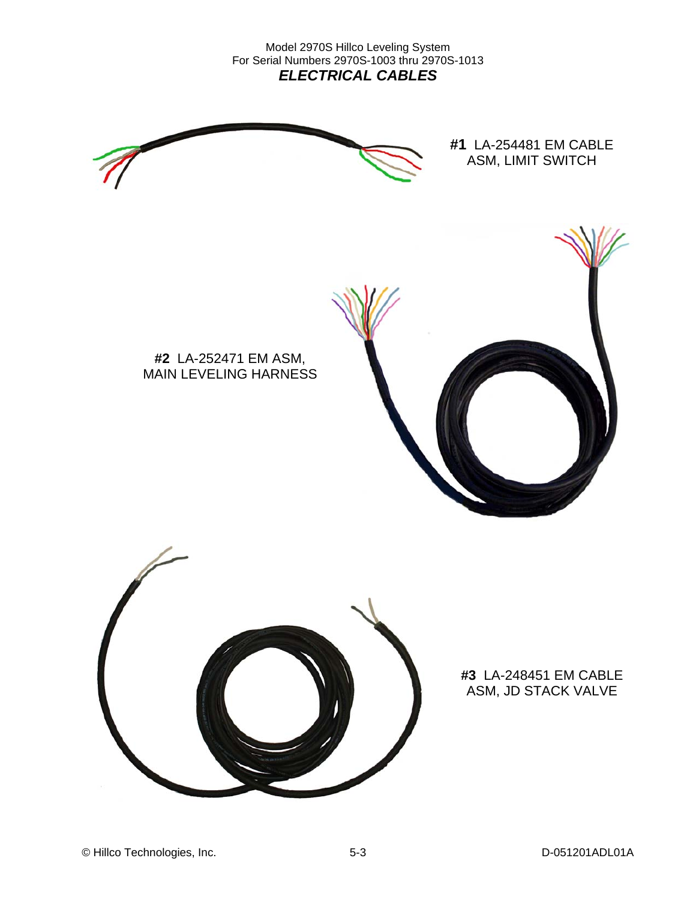## *ELECTRICAL CABLES*

**#1** LA-254481 EM CABLE ASM, LIMIT SWITCH

**#2** LA-252471 EM ASM, MAIN LEVELING HARNESS

**#3** LA-248451 EM CABLE ASM, JD STACK VALVE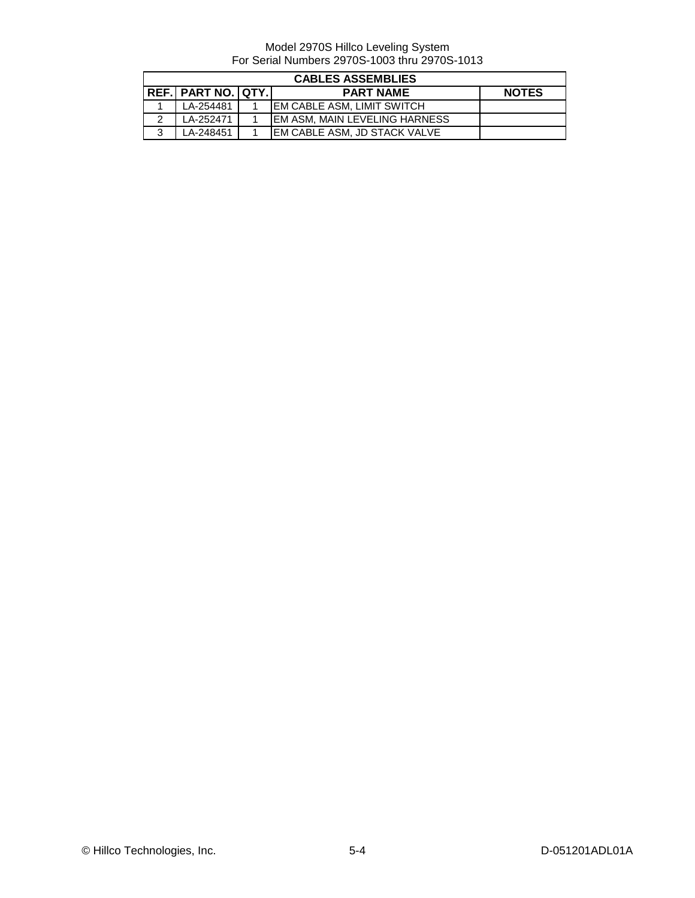Model 2970S Hillco Leveling System
For Serial Numbers 2970S-1003 thru 2970S-1013

| CABLES ASSEMBLIES | | | | |
|---|---|---|---|---|
| **REF.** | **PART NO.** | **QTY.** | **PART NAME** | **NOTES** |
| 1 | LA-254481 | 1 | EM CABLE ASM, LIMIT SWITCH | |
| 2 | LA-252471 | 1 | EM ASM, MAIN LEVELING HARNESS | |
| 3 | LA-248451 | 1 | EM CABLE ASM, JD STACK VALVE | |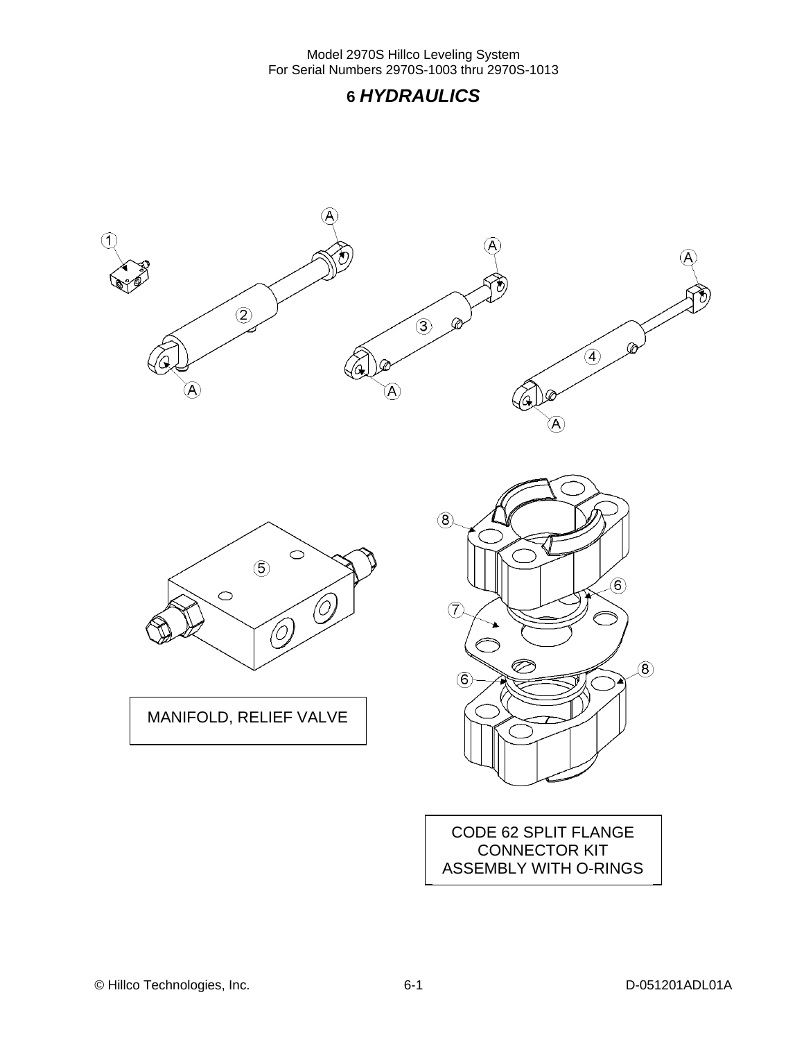# 6 *HYDRAULICS*

MANIFOLD, RELIEF VALVE

CODE 62 SPLIT FLANGE CONNECTOR KIT ASSEMBLY WITH O-RINGS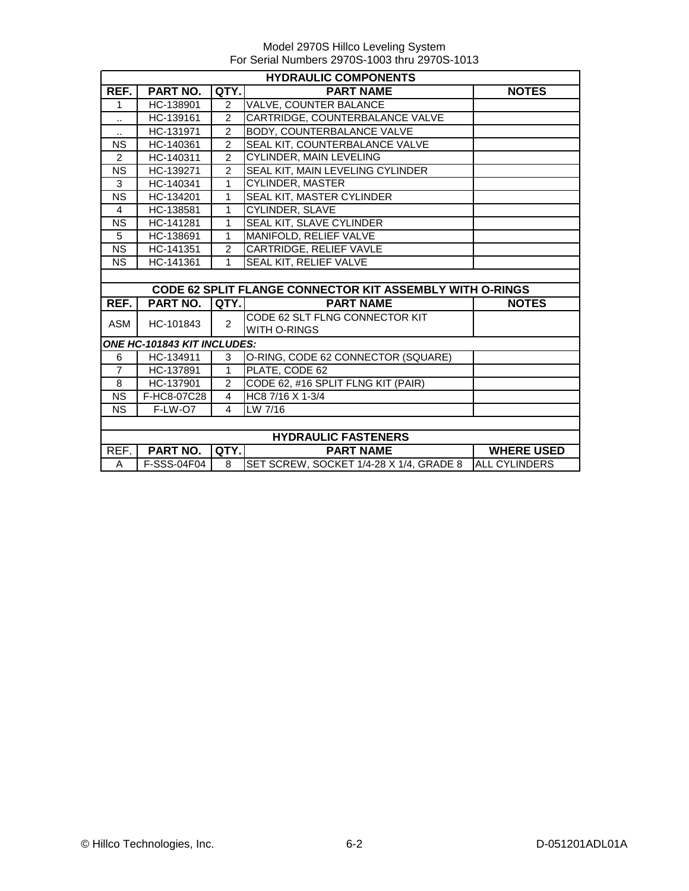Model 2970S Hillco Leveling System
For Serial Numbers 2970S-1003 thru 2970S-1013

| HYDRAULIC COMPONENTS | | | | |
|---|---|---|---|---|
| **REF.** | **PART NO.** | **QTY.** | **PART NAME** | **NOTES** |
| 1 | HC-138901 | 2 | VALVE, COUNTER BALANCE | |
| .. | HC-139161 | 2 | CARTRIDGE, COUNTERBALANCE VALVE | |
| .. | HC-131971 | 2 | BODY, COUNTERBALANCE VALVE | |
| NS | HC-140361 | 2 | SEAL KIT, COUNTERBALANCE VALVE | |
| 2 | HC-140311 | 2 | CYLINDER, MAIN LEVELING | |
| NS | HC-139271 | 2 | SEAL KIT, MAIN LEVELING CYLINDER | |
| 3 | HC-140341 | 1 | CYLINDER, MASTER | |
| NS | HC-134201 | 1 | SEAL KIT, MASTER CYLINDER | |
| 4 | HC-138581 | 1 | CYLINDER, SLAVE | |
| NS | HC-141281 | 1 | SEAL KIT, SLAVE CYLINDER | |
| 5 | HC-138691 | 1 | MANIFOLD, RELIEF VALVE | |
| NS | HC-141351 | 2 | CARTRIDGE, RELIEF VAVLE | |
| NS | HC-141361 | 1 | SEAL KIT, RELIEF VALVE | |

| CODE 62 SPLIT FLANGE CONNECTOR KIT ASSEMBLY WITH O-RINGS | | | | |
|---|---|---|---|---|
| **REF.** | **PART NO.** | **QTY.** | **PART NAME** | **NOTES** |
| ASM | HC-101843 | 2 | CODE 62 SLT FLNG CONNECTOR KIT WITH O-RINGS | |
| ***ONE HC-101843 KIT INCLUDES:*** | | | | |
| 6 | HC-134911 | 3 | O-RING, CODE 62 CONNECTOR (SQUARE) | |
| 7 | HC-137891 | 1 | PLATE, CODE 62 | |
| 8 | HC-137901 | 2 | CODE 62, #16 SPLIT FLNG KIT (PAIR) | |
| NS | F-HC8-07C28 | 4 | HC8 7/16 X 1-3/4 | |
| NS | F-LW-O7 | 4 | LW 7/16 | |

| HYDRAULIC FASTENERS | | | | |
|---|---|---|---|---|
| REF. | **PART NO.** | **QTY.** | **PART NAME** | **WHERE USED** |
| A | F-SSS-04F04 | 8 | SET SCREW, SOCKET 1/4-28 X 1/4, GRADE 8 | ALL CYLINDERS |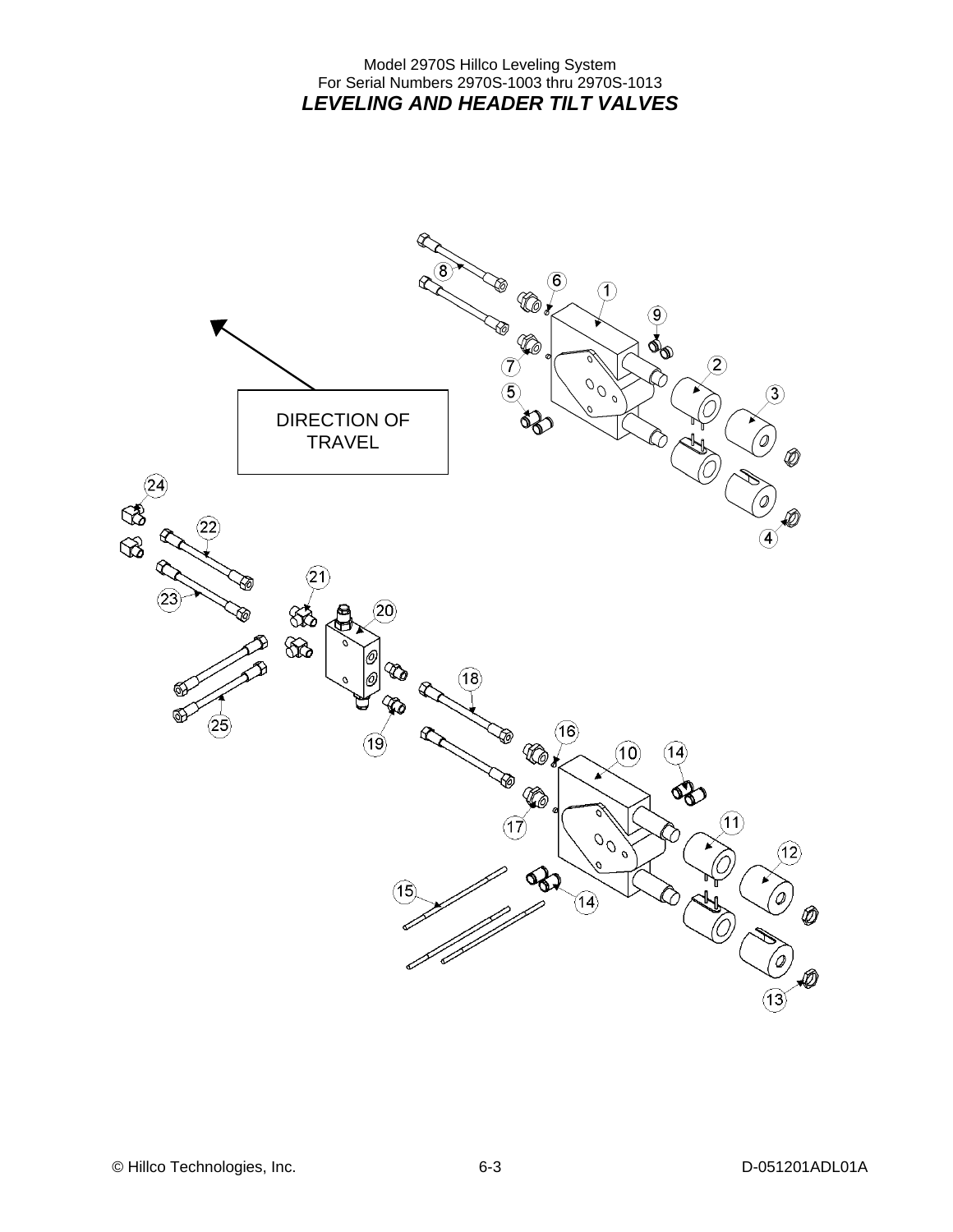Model 2970S Hillco Leveling System
For Serial Numbers 2970S-1003 thru 2970S-1013

### *LEVELING AND HEADER TILT VALVES*

DIRECTION OF TRAVEL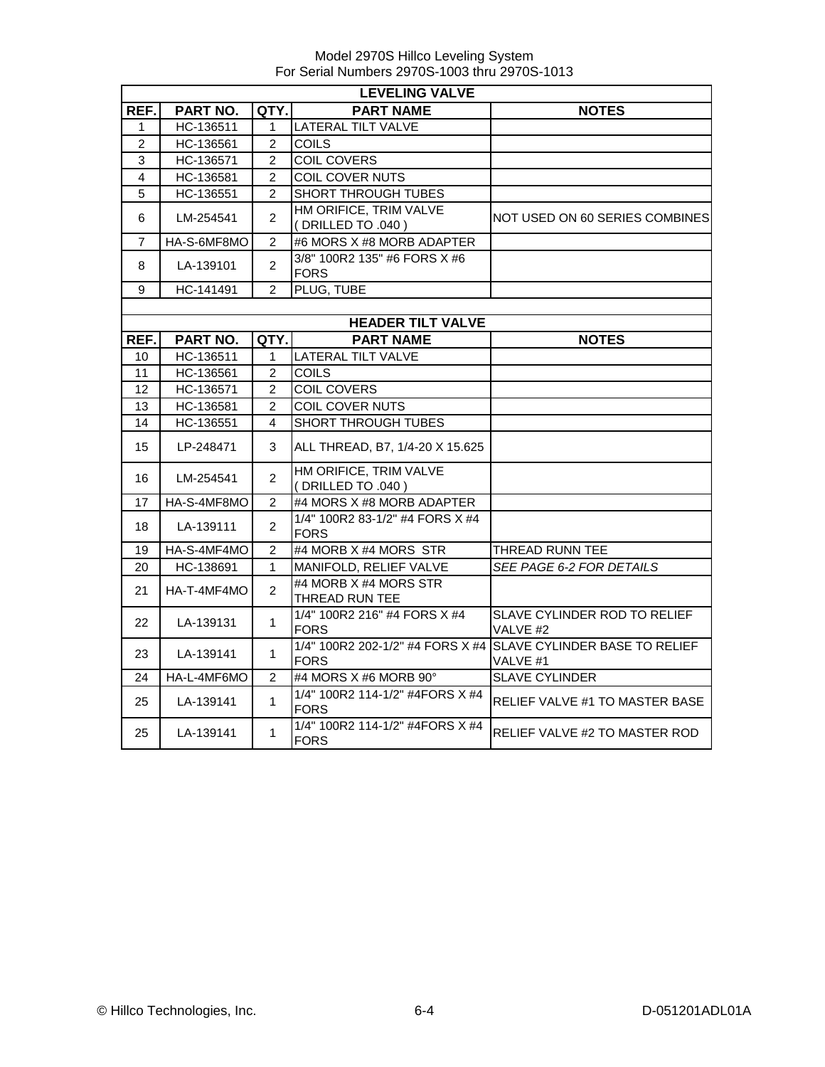Model 2970S Hillco Leveling System
For Serial Numbers 2970S-1003 thru 2970S-1013

| LEVELING VALVE | | | | |
|---|---|---|---|---|
| REF. | PART NO. | QTY. | PART NAME | NOTES |
| 1 | HC-136511 | 1 | LATERAL TILT VALVE | |
| 2 | HC-136561 | 2 | COILS | |
| 3 | HC-136571 | 2 | COIL COVERS | |
| 4 | HC-136581 | 2 | COIL COVER NUTS | |
| 5 | HC-136551 | 2 | SHORT THROUGH TUBES | |
| 6 | LM-254541 | 2 | HM ORIFICE, TRIM VALVE ( DRILLED TO .040 ) | NOT USED ON 60 SERIES COMBINES |
| 7 | HA-S-6MF8MO | 2 | #6 MORS X #8 MORB ADAPTER | |
| 8 | LA-139101 | 2 | 3/8" 100R2 135" #6 FORS X #6 FORS | |
| 9 | HC-141491 | 2 | PLUG, TUBE | |

| HEADER TILT VALVE | | | | |
|---|---|---|---|---|
| REF. | PART NO. | QTY. | PART NAME | NOTES |
| 10 | HC-136511 | 1 | LATERAL TILT VALVE | |
| 11 | HC-136561 | 2 | COILS | |
| 12 | HC-136571 | 2 | COIL COVERS | |
| 13 | HC-136581 | 2 | COIL COVER NUTS | |
| 14 | HC-136551 | 4 | SHORT THROUGH TUBES | |
| 15 | LP-248471 | 3 | ALL THREAD, B7, 1/4-20 X 15.625 | |
| 16 | LM-254541 | 2 | HM ORIFICE, TRIM VALVE ( DRILLED TO .040 ) | |
| 17 | HA-S-4MF8MO | 2 | #4 MORS X #8 MORB ADAPTER | |
| 18 | LA-139111 | 2 | 1/4" 100R2 83-1/2" #4 FORS X #4 FORS | |
| 19 | HA-S-4MF4MO | 2 | #4 MORB X #4 MORS STR | THREAD RUNN TEE |
| 20 | HC-138691 | 1 | MANIFOLD, RELIEF VALVE | *SEE PAGE 6-2 FOR DETAILS* |
| 21 | HA-T-4MF4MO | 2 | #4 MORB X #4 MORS STR THREAD RUN TEE | |
| 22 | LA-139131 | 1 | 1/4" 100R2 216" #4 FORS X #4 FORS | SLAVE CYLINDER ROD TO RELIEF VALVE #2 |
| 23 | LA-139141 | 1 | 1/4" 100R2 202-1/2" #4 FORS X #4 FORS | SLAVE CYLINDER BASE TO RELIEF VALVE #1 |
| 24 | HA-L-4MF6MO | 2 | #4 MORS X #6 MORB 90° | SLAVE CYLINDER |
| 25 | LA-139141 | 1 | 1/4" 100R2 114-1/2" #4FORS X #4 FORS | RELIEF VALVE #1 TO MASTER BASE |
| 25 | LA-139141 | 1 | 1/4" 100R2 114-1/2" #4FORS X #4 FORS | RELIEF VALVE #2 TO MASTER ROD |

© Hillco Technologies, Inc. 6-4 D-051201ADL01A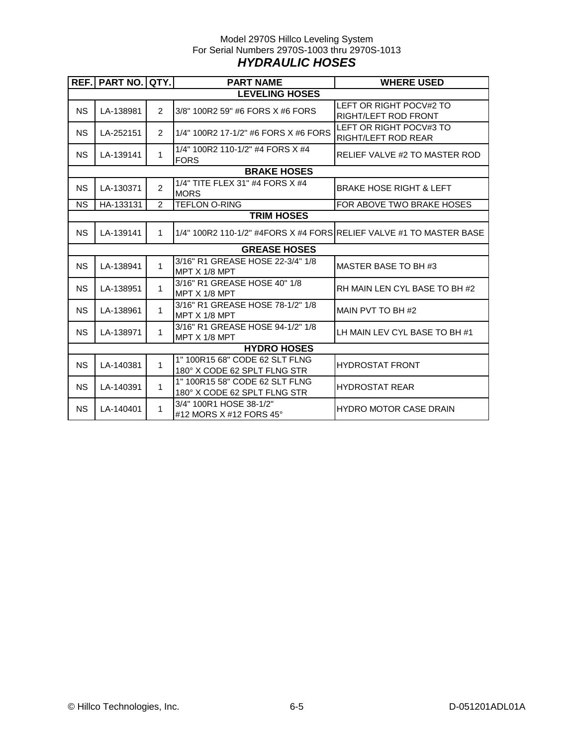Model 2970S Hillco Leveling System
For Serial Numbers 2970S-1003 thru 2970S-1013

## *HYDRAULIC HOSES*

| REF. | PART NO. | QTY. | PART NAME | WHERE USED |
|---|---|---|---|---|
| | | | **LEVELING HOSES** | |
| NS | LA-138981 | 2 | 3/8" 100R2 59" #6 FORS X #6 FORS | LEFT OR RIGHT POCV#2 TO RIGHT/LEFT ROD FRONT |
| NS | LA-252151 | 2 | 1/4" 100R2 17-1/2" #6 FORS X #6 FORS | LEFT OR RIGHT POCV#3 TO RIGHT/LEFT ROD REAR |
| NS | LA-139141 | 1 | 1/4" 100R2 110-1/2" #4 FORS X #4 FORS | RELIEF VALVE #2 TO MASTER ROD |
| | | | **BRAKE HOSES** | |
| NS | LA-130371 | 2 | 1/4" TITE FLEX 31" #4 FORS X #4 MORS | BRAKE HOSE RIGHT & LEFT |
| NS | HA-133131 | 2 | TEFLON O-RING | FOR ABOVE TWO BRAKE HOSES |
| | | | **TRIM HOSES** | |
| NS | LA-139141 | 1 | 1/4" 100R2 110-1/2" #4FORS X #4 FORS | RELIEF VALVE #1 TO MASTER BASE |
| | | | **GREASE HOSES** | |
| NS | LA-138941 | 1 | 3/16" R1 GREASE HOSE 22-3/4" 1/8 MPT X 1/8 MPT | MASTER BASE TO BH #3 |
| NS | LA-138951 | 1 | 3/16" R1 GREASE HOSE 40" 1/8 MPT X 1/8 MPT | RH MAIN LEN CYL BASE TO BH #2 |
| NS | LA-138961 | 1 | 3/16" R1 GREASE HOSE 78-1/2" 1/8 MPT X 1/8 MPT | MAIN PVT TO BH #2 |
| NS | LA-138971 | 1 | 3/16" R1 GREASE HOSE 94-1/2" 1/8 MPT X 1/8 MPT | LH MAIN LEV CYL BASE TO BH #1 |
| | | | **HYDRO HOSES** | |
| NS | LA-140381 | 1 | 1" 100R15 68" CODE 62 SLT FLNG 180° X CODE 62 SPLT FLNG STR | HYDROSTAT FRONT |
| NS | LA-140391 | 1 | 1" 100R15 58" CODE 62 SLT FLNG 180° X CODE 62 SPLT FLNG STR | HYDROSTAT REAR |
| NS | LA-140401 | 1 | 3/4" 100R1 HOSE 38-1/2" #12 MORS X #12 FORS 45° | HYDRO MOTOR CASE DRAIN |

© Hillco Technologies, Inc. | 6-5 | D-051201ADL01A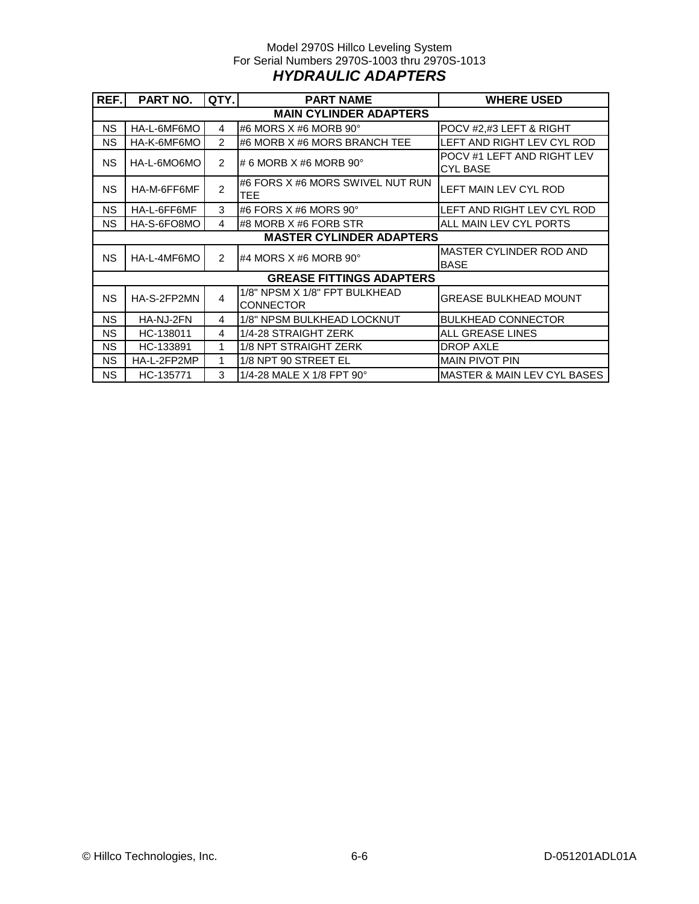Model 2970S Hillco Leveling System
For Serial Numbers 2970S-1003 thru 2970S-1013

## *HYDRAULIC ADAPTERS*

| REF. | PART NO. | QTY. | PART NAME | WHERE USED |
|---|---|---|---|---|
| **MAIN CYLINDER ADAPTERS** | | | | |
| NS | HA-L-6MF6MO | 4 | #6 MORS X #6 MORB 90° | POCV #2,#3 LEFT & RIGHT |
| NS | HA-K-6MF6MO | 2 | #6 MORB X #6 MORS BRANCH TEE | LEFT AND RIGHT LEV CYL ROD |
| NS | HA-L-6MO6MO | 2 | # 6 MORB X #6 MORB 90° | POCV #1 LEFT AND RIGHT LEV CYL BASE |
| NS | HA-M-6FF6MF | 2 | #6 FORS X #6 MORS SWIVEL NUT RUN TEE | LEFT MAIN LEV CYL ROD |
| NS | HA-L-6FF6MF | 3 | #6 FORS X #6 MORS 90° | LEFT AND RIGHT LEV CYL ROD |
| NS | HA-S-6FO8MO | 4 | #8 MORB X #6 FORB STR | ALL MAIN LEV CYL PORTS |
| **MASTER CYLINDER ADAPTERS** | | | | |
| NS | HA-L-4MF6MO | 2 | #4 MORS X #6 MORB 90° | MASTER CYLINDER ROD AND BASE |
| **GREASE FITTINGS ADAPTERS** | | | | |
| NS | HA-S-2FP2MN | 4 | 1/8" NPSM X 1/8" FPT BULKHEAD CONNECTOR | GREASE BULKHEAD MOUNT |
| NS | HA-NJ-2FN | 4 | 1/8" NPSM BULKHEAD LOCKNUT | BULKHEAD CONNECTOR |
| NS | HC-138011 | 4 | 1/4-28 STRAIGHT ZERK | ALL GREASE LINES |
| NS | HC-133891 | 1 | 1/8 NPT STRAIGHT ZERK | DROP AXLE |
| NS | HA-L-2FP2MP | 1 | 1/8 NPT 90 STREET EL | MAIN PIVOT PIN |
| NS | HC-135771 | 3 | 1/4-28 MALE X 1/8 FPT 90° | MASTER & MAIN LEV CYL BASES |

© Hillco Technologies, Inc. D-051201ADL01A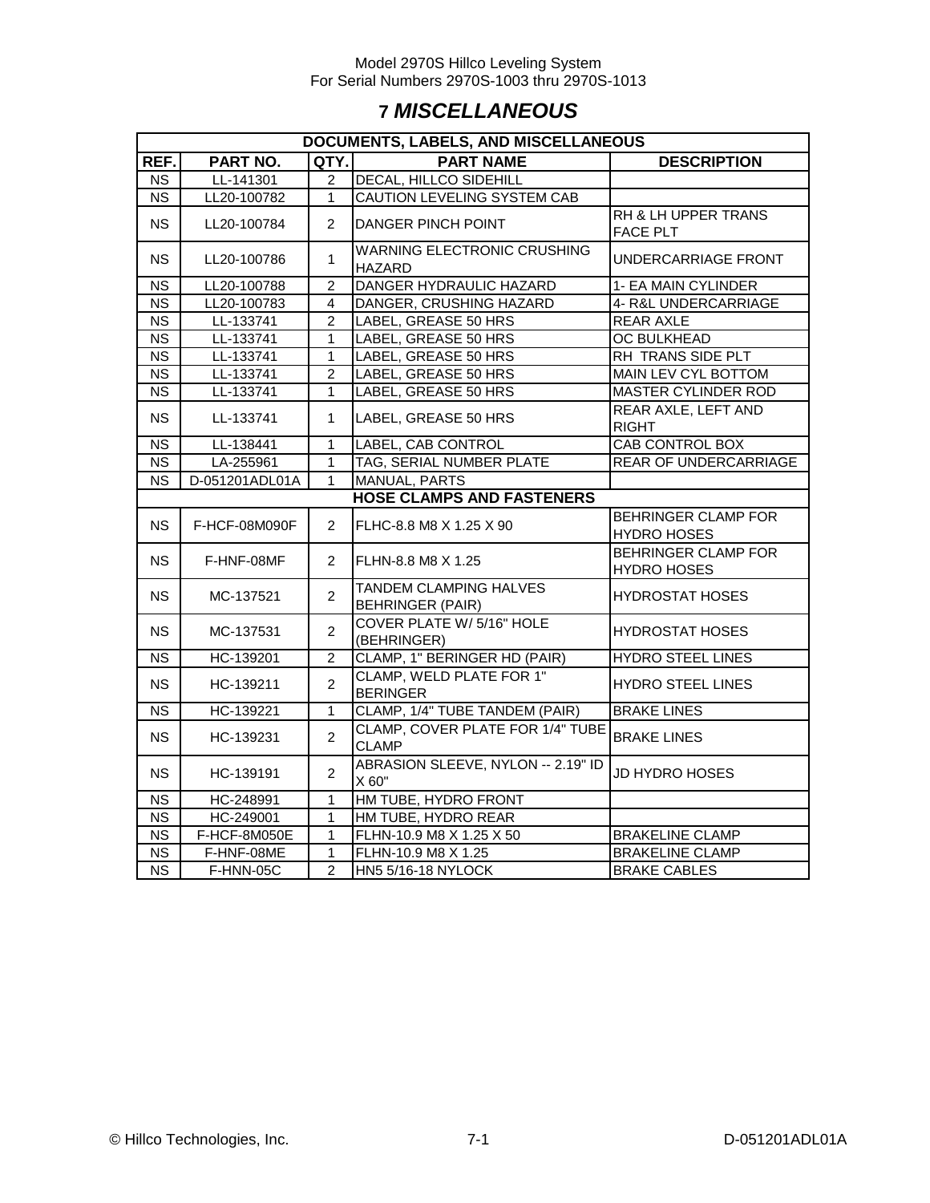# 7 *MISCELLANEOUS*

| REF. | PART NO. | QTY. | PART NAME | DESCRIPTION |
|---|---|---|---|---|
| **DOCUMENTS, LABELS, AND MISCELLANEOUS** | | | | |
| NS | LL-141301 | 2 | DECAL, HILLCO SIDEHILL | |
| NS | LL20-100782 | 1 | CAUTION LEVELING SYSTEM CAB | |
| NS | LL20-100784 | 2 | DANGER PINCH POINT | RH & LH UPPER TRANS FACE PLT |
| NS | LL20-100786 | 1 | WARNING ELECTRONIC CRUSHING HAZARD | UNDERCARRIAGE FRONT |
| NS | LL20-100788 | 2 | DANGER HYDRAULIC HAZARD | 1- EA MAIN CYLINDER |
| NS | LL20-100783 | 4 | DANGER, CRUSHING HAZARD | 4- R&L UNDERCARRIAGE |
| NS | LL-133741 | 2 | LABEL, GREASE 50 HRS | REAR AXLE |
| NS | LL-133741 | 1 | LABEL, GREASE 50 HRS | OC BULKHEAD |
| NS | LL-133741 | 1 | LABEL, GREASE 50 HRS | RH TRANS SIDE PLT |
| NS | LL-133741 | 2 | LABEL, GREASE 50 HRS | MAIN LEV CYL BOTTOM |
| NS | LL-133741 | 1 | LABEL, GREASE 50 HRS | MASTER CYLINDER ROD |
| NS | LL-133741 | 1 | LABEL, GREASE 50 HRS | REAR AXLE, LEFT AND RIGHT |
| NS | LL-138441 | 1 | LABEL, CAB CONTROL | CAB CONTROL BOX |
| NS | LA-255961 | 1 | TAG, SERIAL NUMBER PLATE | REAR OF UNDERCARRIAGE |
| NS | D-051201ADL01A | 1 | MANUAL, PARTS | |
| **HOSE CLAMPS AND FASTENERS** | | | | |
| NS | F-HCF-08M090F | 2 | FLHC-8.8 M8 X 1.25 X 90 | BEHRINGER CLAMP FOR HYDRO HOSES |
| NS | F-HNF-08MF | 2 | FLHN-8.8 M8 X 1.25 | BEHRINGER CLAMP FOR HYDRO HOSES |
| NS | MC-137521 | 2 | TANDEM CLAMPING HALVES BEHRINGER (PAIR) | HYDROSTAT HOSES |
| NS | MC-137531 | 2 | COVER PLATE W/ 5/16" HOLE (BEHRINGER) | HYDROSTAT HOSES |
| NS | HC-139201 | 2 | CLAMP, 1" BERINGER HD (PAIR) | HYDRO STEEL LINES |
| NS | HC-139211 | 2 | CLAMP, WELD PLATE FOR 1" BERINGER | HYDRO STEEL LINES |
| NS | HC-139221 | 1 | CLAMP, 1/4" TUBE TANDEM (PAIR) | BRAKE LINES |
| NS | HC-139231 | 2 | CLAMP, COVER PLATE FOR 1/4" TUBE CLAMP | BRAKE LINES |
| NS | HC-139191 | 2 | ABRASION SLEEVE, NYLON -- 2.19" ID X 60" | JD HYDRO HOSES |
| NS | HC-248991 | 1 | HM TUBE, HYDRO FRONT | |
| NS | HC-249001 | 1 | HM TUBE, HYDRO REAR | |
| NS | F-HCF-8M050E | 1 | FLHN-10.9 M8 X 1.25 X 50 | BRAKELINE CLAMP |
| NS | F-HNF-08ME | 1 | FLHN-10.9 M8 X 1.25 | BRAKELINE CLAMP |
| NS | F-HNN-05C | 2 | HN5 5/16-18 NYLOCK | BRAKE CABLES |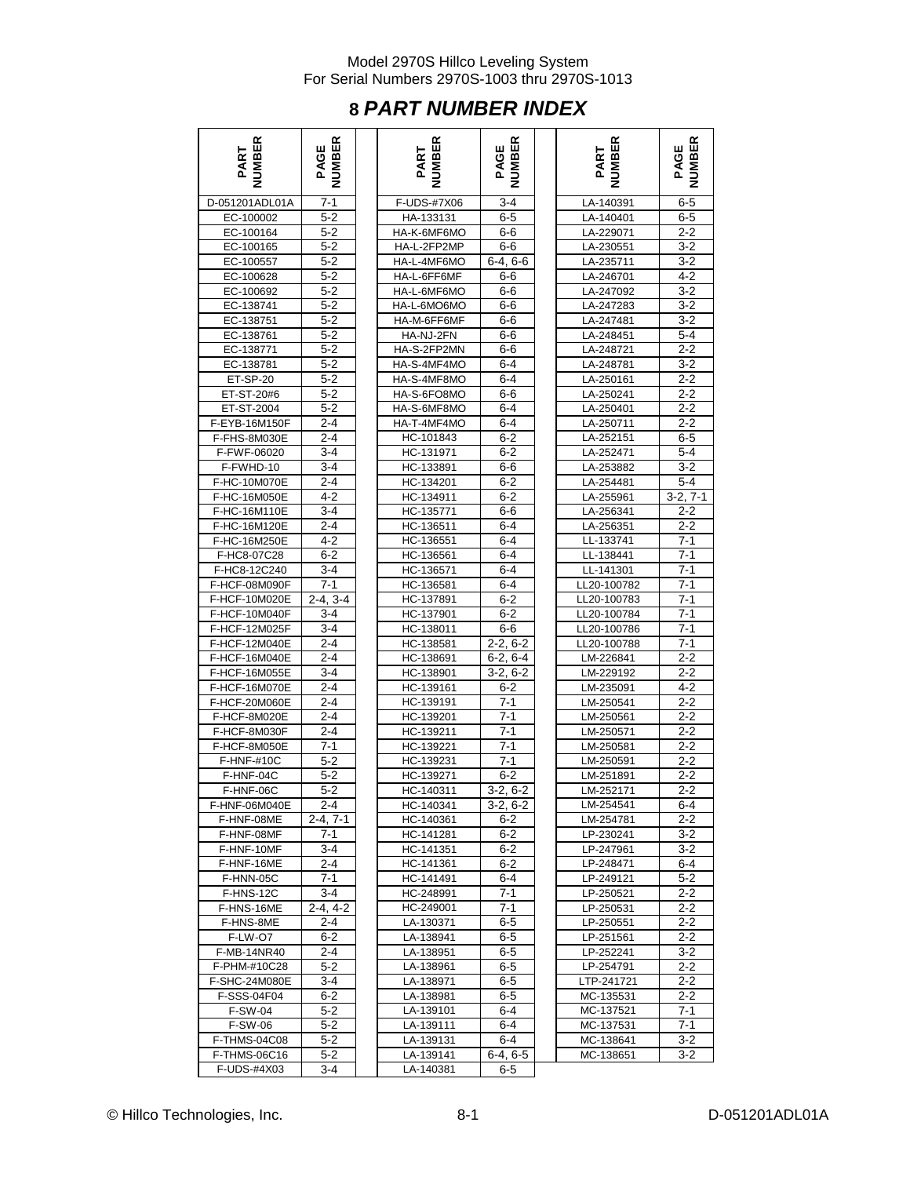# 8 *PART NUMBER INDEX*

| PART NUMBER | PAGE NUMBER | | PART NUMBER | PAGE NUMBER | | PART NUMBER | PAGE NUMBER |
|---|---|---|---|---|---|---|---|
| D-051201ADL01A | 7-1 | | F-UDS-#7X06 | 3-4 | | LA-140391 | 6-5 |
| EC-100002 | 5-2 | | HA-133131 | 6-5 | | LA-140401 | 6-5 |
| EC-100164 | 5-2 | | HA-K-6MF6MO | 6-6 | | LA-229071 | 2-2 |
| EC-100165 | 5-2 | | HA-L-2FP2MP | 6-6 | | LA-230551 | 3-2 |
| EC-100557 | 5-2 | | HA-L-4MF6MO | 6-4, 6-6 | | LA-235711 | 3-2 |
| EC-100628 | 5-2 | | HA-L-6FF6MF | 6-6 | | LA-246701 | 4-2 |
| EC-100692 | 5-2 | | HA-L-6MF6MO | 6-6 | | LA-247092 | 3-2 |
| EC-138741 | 5-2 | | HA-L-6MO6MO | 6-6 | | LA-247283 | 3-2 |
| EC-138751 | 5-2 | | HA-M-6FF6MF | 6-6 | | LA-247481 | 3-2 |
| EC-138761 | 5-2 | | HA-NJ-2FN | 6-6 | | LA-248451 | 5-4 |
| EC-138771 | 5-2 | | HA-S-2FP2MN | 6-6 | | LA-248721 | 2-2 |
| EC-138781 | 5-2 | | HA-S-4MF4MO | 6-4 | | LA-248781 | 3-2 |
| ET-SP-20 | 5-2 | | HA-S-4MF8MO | 6-4 | | LA-250161 | 2-2 |
| ET-ST-20#6 | 5-2 | | HA-S-6FO8MO | 6-6 | | LA-250241 | 2-2 |
| ET-ST-2004 | 5-2 | | HA-S-6MF8MO | 6-4 | | LA-250401 | 2-2 |
| F-EYB-16M150F | 2-4 | | HA-T-4MF4MO | 6-4 | | LA-250711 | 2-2 |
| F-FHS-8M030E | 2-4 | | HC-101843 | 6-2 | | LA-252151 | 6-5 |
| F-FWF-06020 | 3-4 | | HC-131971 | 6-2 | | LA-252471 | 5-4 |
| F-FWHD-10 | 3-4 | | HC-133891 | 6-6 | | LA-253882 | 3-2 |
| F-HC-10M070E | 2-4 | | HC-134201 | 6-2 | | LA-254481 | 5-4 |
| F-HC-16M050E | 4-2 | | HC-134911 | 6-2 | | LA-255961 | 3-2, 7-1 |
| F-HC-16M110E | 3-4 | | HC-135771 | 6-6 | | LA-256341 | 2-2 |
| F-HC-16M120E | 2-4 | | HC-136511 | 6-4 | | LA-256351 | 2-2 |
| F-HC-16M250E | 4-2 | | HC-136551 | 6-4 | | LL-133741 | 7-1 |
| F-HC8-07C28 | 6-2 | | HC-136561 | 6-4 | | LL-138441 | 7-1 |
| F-HC8-12C240 | 3-4 | | HC-136571 | 6-4 | | LL-141301 | 7-1 |
| F-HCF-08M090F | 7-1 | | HC-136581 | 6-4 | | LL20-100782 | 7-1 |
| F-HCF-10M020E | 2-4, 3-4 | | HC-137891 | 6-2 | | LL20-100783 | 7-1 |
| F-HCF-10M040F | 3-4 | | HC-137901 | 6-2 | | LL20-100784 | 7-1 |
| F-HCF-12M025F | 3-4 | | HC-138011 | 6-6 | | LL20-100786 | 7-1 |
| F-HCF-12M040E | 2-4 | | HC-138581 | 2-2, 6-2 | | LL20-100788 | 7-1 |
| F-HCF-16M040E | 2-4 | | HC-138691 | 6-2, 6-4 | | LM-226841 | 2-2 |
| F-HCF-16M055E | 3-4 | | HC-138901 | 3-2, 6-2 | | LM-229192 | 2-2 |
| F-HCF-16M070E | 2-4 | | HC-139161 | 6-2 | | LM-235091 | 4-2 |
| F-HCF-20M060E | 2-4 | | HC-139191 | 7-1 | | LM-250541 | 2-2 |
| F-HCF-8M020E | 2-4 | | HC-139201 | 7-1 | | LM-250561 | 2-2 |
| F-HCF-8M030F | 2-4 | | HC-139211 | 7-1 | | LM-250571 | 2-2 |
| F-HCF-8M050E | 7-1 | | HC-139221 | 7-1 | | LM-250581 | 2-2 |
| F-HNF-#10C | 5-2 | | HC-139231 | 7-1 | | LM-250591 | 2-2 |
| F-HNF-04C | 5-2 | | HC-139271 | 6-2 | | LM-251891 | 2-2 |
| F-HNF-06C | 5-2 | | HC-140311 | 3-2, 6-2 | | LM-252171 | 2-2 |
| F-HNF-06M040E | 2-4 | | HC-140341 | 3-2, 6-2 | | LM-254541 | 6-4 |
| F-HNF-08ME | 2-4, 7-1 | | HC-140361 | 6-2 | | LM-254781 | 2-2 |
| F-HNF-08MF | 7-1 | | HC-141281 | 6-2 | | LP-230241 | 3-2 |
| F-HNF-10MF | 3-4 | | HC-141351 | 6-2 | | LP-247961 | 3-2 |
| F-HNF-16ME | 2-4 | | HC-141361 | 6-2 | | LP-248471 | 6-4 |
| F-HNN-05C | 7-1 | | HC-141491 | 6-4 | | LP-249121 | 5-2 |
| F-HNS-12C | 3-4 | | HC-248991 | 7-1 | | LP-250521 | 2-2 |
| F-HNS-16ME | 2-4, 4-2 | | HC-249001 | 7-1 | | LP-250531 | 2-2 |
| F-HNS-8ME | 2-4 | | LA-130371 | 6-5 | | LP-250551 | 2-2 |
| F-LW-O7 | 6-2 | | LA-138941 | 6-5 | | LP-251561 | 2-2 |
| F-MB-14NR40 | 2-4 | | LA-138951 | 6-5 | | LP-252241 | 3-2 |
| F-PHM-#10C28 | 5-2 | | LA-138961 | 6-5 | | LP-254791 | 2-2 |
| F-SHC-24M080E | 3-4 | | LA-138971 | 6-5 | | LTP-241721 | 2-2 |
| F-SSS-04F04 | 6-2 | | LA-138981 | 6-5 | | MC-135531 | 2-2 |
| F-SW-04 | 5-2 | | LA-139101 | 6-4 | | MC-137521 | 7-1 |
| F-SW-06 | 5-2 | | LA-139111 | 6-4 | | MC-137531 | 7-1 |
| F-THMS-04C08 | 5-2 | | LA-139131 | 6-4 | | MC-138641 | 3-2 |
| F-THMS-06C16 | 5-2 | | LA-139141 | 6-4, 6-5 | | MC-138651 | 3-2 |
| F-UDS-#4X03 | 3-4 | | LA-140381 | 6-5 | | | |